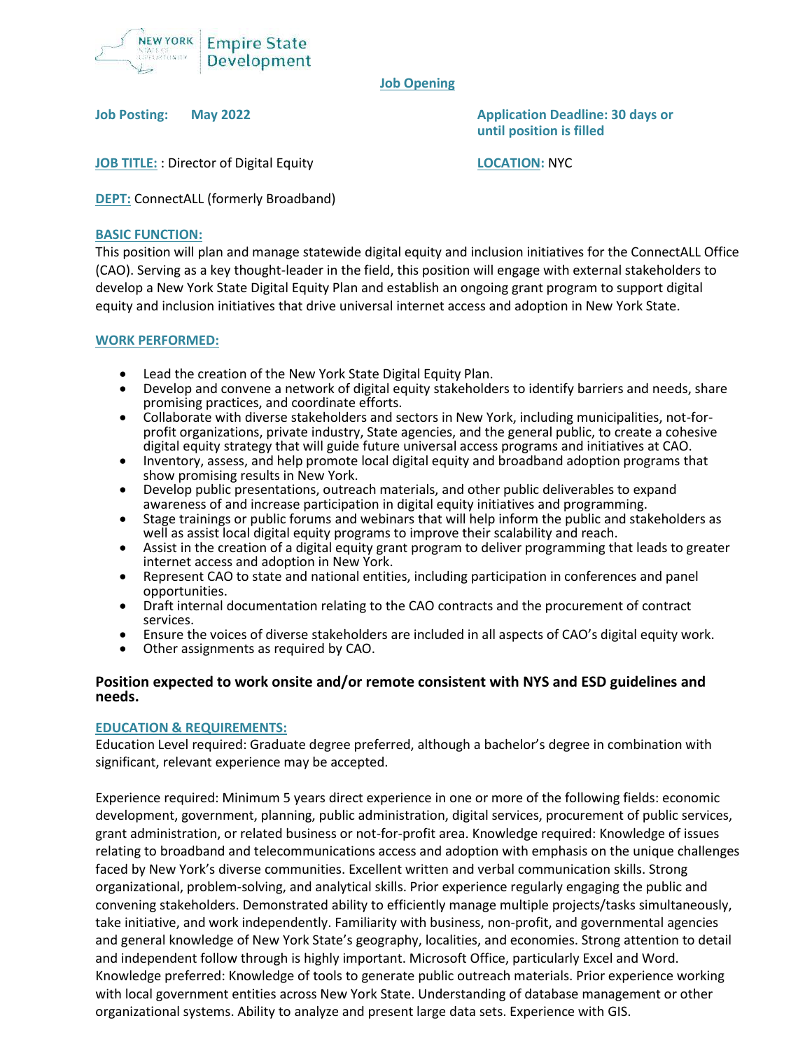NEW YORK STATE OF OPPORTUNITY | Empire State Development

**Job Opening**

**Job Posting: May 2022**

**Application Deadline: 30 days or until position is filled**

**JOB TITLE:** : Director of Digital Equity

**LOCATION:** NYC

**DEPT:** ConnectALL (formerly Broadband)

**BASIC FUNCTION:**

This position will plan and manage statewide digital equity and inclusion initiatives for the ConnectALL Office (CAO). Serving as a key thought-leader in the field, this position will engage with external stakeholders to develop a New York State Digital Equity Plan and establish an ongoing grant program to support digital equity and inclusion initiatives that drive universal internet access and adoption in New York State.

**WORK PERFORMED:**

- Lead the creation of the New York State Digital Equity Plan.
- Develop and convene a network of digital equity stakeholders to identify barriers and needs, share promising practices, and coordinate efforts.
- Collaborate with diverse stakeholders and sectors in New York, including municipalities, not-for-profit organizations, private industry, State agencies, and the general public, to create a cohesive digital equity strategy that will guide future universal access programs and initiatives at CAO.
- Inventory, assess, and help promote local digital equity and broadband adoption programs that show promising results in New York.
- Develop public presentations, outreach materials, and other public deliverables to expand awareness of and increase participation in digital equity initiatives and programming.
- Stage trainings or public forums and webinars that will help inform the public and stakeholders as well as assist local digital equity programs to improve their scalability and reach.
- Assist in the creation of a digital equity grant program to deliver programming that leads to greater internet access and adoption in New York.
- Represent CAO to state and national entities, including participation in conferences and panel opportunities.
- Draft internal documentation relating to the CAO contracts and the procurement of contract services.
- Ensure the voices of diverse stakeholders are included in all aspects of CAO's digital equity work.
- Other assignments as required by CAO.

**Position expected to work onsite and/or remote consistent with NYS and ESD guidelines and needs.**

**EDUCATION & REQUIREMENTS:**

Education Level required: Graduate degree preferred, although a bachelor's degree in combination with significant, relevant experience may be accepted.

Experience required: Minimum 5 years direct experience in one or more of the following fields: economic development, government, planning, public administration, digital services, procurement of public services, grant administration, or related business or not-for-profit area. Knowledge required: Knowledge of issues relating to broadband and telecommunications access and adoption with emphasis on the unique challenges faced by New York's diverse communities. Excellent written and verbal communication skills. Strong organizational, problem-solving, and analytical skills. Prior experience regularly engaging the public and convening stakeholders. Demonstrated ability to efficiently manage multiple projects/tasks simultaneously, take initiative, and work independently. Familiarity with business, non-profit, and governmental agencies and general knowledge of New York State's geography, localities, and economies. Strong attention to detail and independent follow through is highly important. Microsoft Office, particularly Excel and Word. Knowledge preferred: Knowledge of tools to generate public outreach materials. Prior experience working with local government entities across New York State. Understanding of database management or other organizational systems. Ability to analyze and present large data sets. Experience with GIS.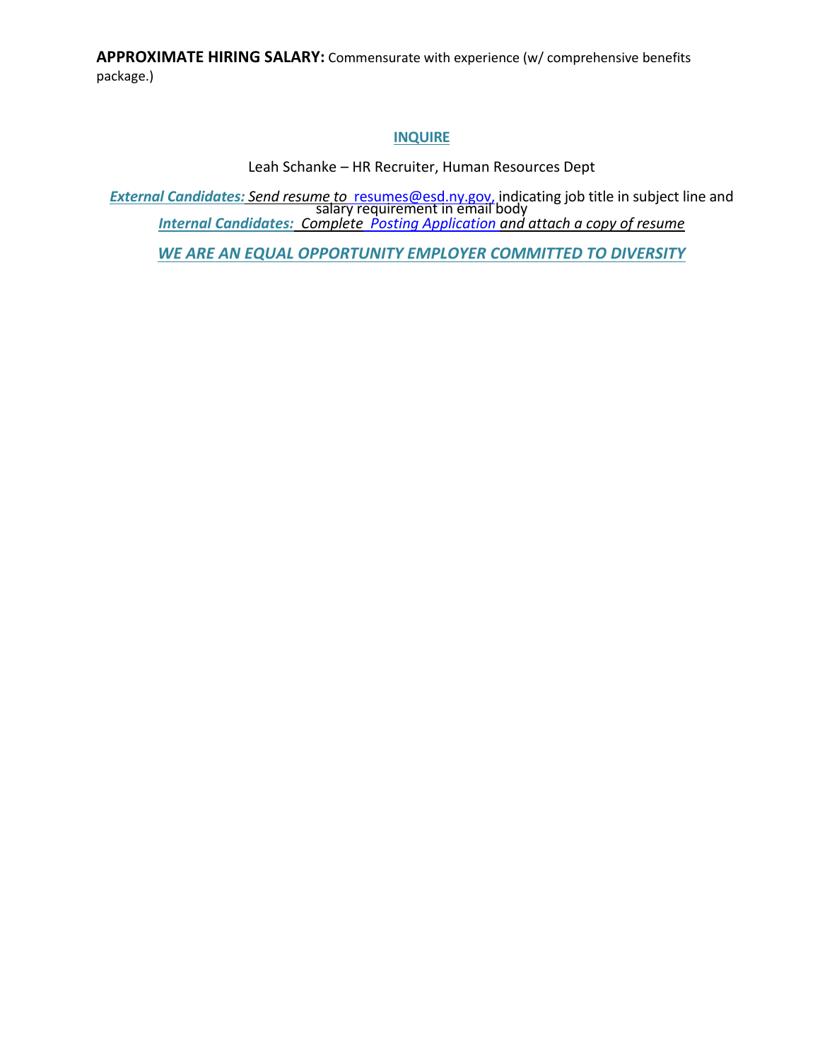**APPROXIMATE HIRING SALARY:** Commensurate with experience (w/ comprehensive benefits package.)

**INQUIRE**

Leah Schanke – HR Recruiter, Human Resources Dept

***External Candidates:*** *Send resume to* resumes@esd.ny.gov, indicating job title in subject line and salary requirement in email body

***Internal Candidates:*** *Complete* *Posting Application* *and attach a copy of resume*

***WE ARE AN EQUAL OPPORTUNITY EMPLOYER COMMITTED TO DIVERSITY***